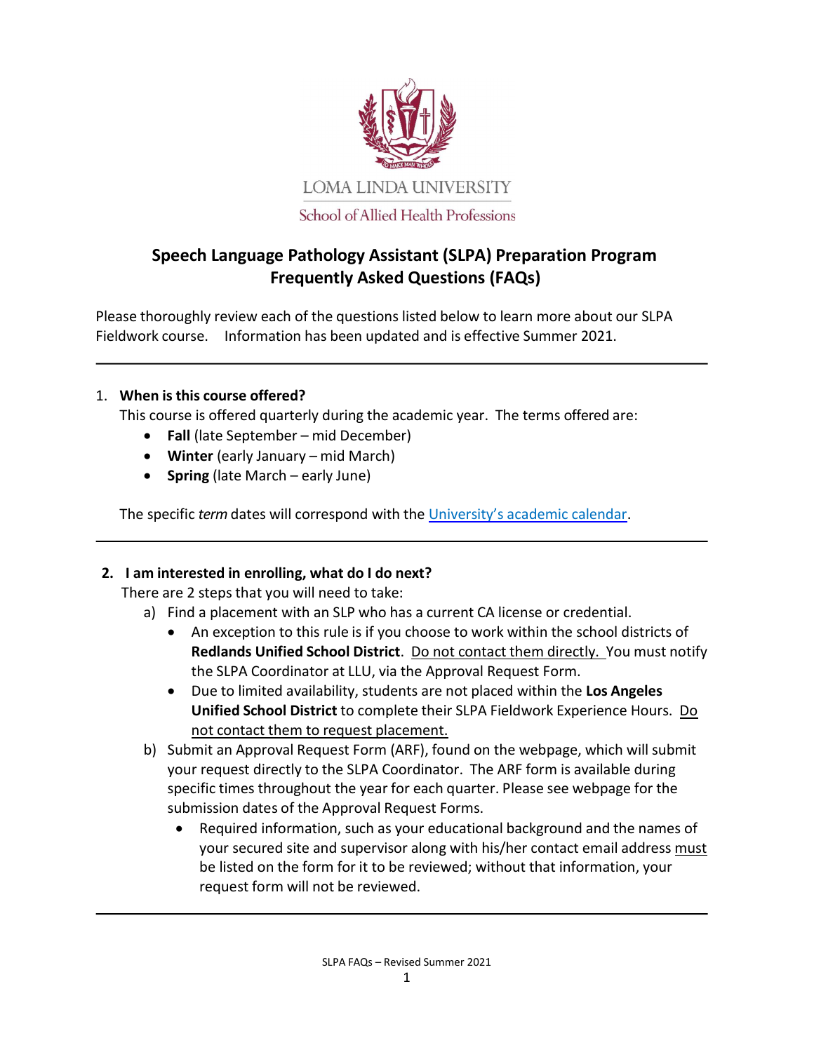LOMA LINDA UNIVERSITY

School of Allied Health Professions

# Speech Language Pathology Assistant (SLPA) Preparation Program Frequently Asked Questions (FAQs)

Please thoroughly review each of the questions listed below to learn more about our SLPA Fieldwork course. Information has been updated and is effective Summer 2021.

---

1. **When is this course offered?**

   This course is offered quarterly during the academic year. The terms offered are:

   - **Fall** (late September – mid December)
   - **Winter** (early January – mid March)
   - **Spring** (late March – early June)

   The specific *term* dates will correspond with the University's academic calendar.

---

2. **I am interested in enrolling, what do I do next?**

   There are 2 steps that you will need to take:

   a) Find a placement with an SLP who has a current CA license or credential.
      - An exception to this rule is if you choose to work within the school districts of **Redlands Unified School District**. Do not contact them directly. You must notify the SLPA Coordinator at LLU, via the Approval Request Form.
      - Due to limited availability, students are not placed within the **Los Angeles Unified School District** to complete their SLPA Fieldwork Experience Hours. Do not contact them to request placement.

   b) Submit an Approval Request Form (ARF), found on the webpage, which will submit your request directly to the SLPA Coordinator. The ARF form is available during specific times throughout the year for each quarter. Please see webpage for the submission dates of the Approval Request Forms.
      - Required information, such as your educational background and the names of your secured site and supervisor along with his/her contact email address must be listed on the form for it to be reviewed; without that information, your request form will not be reviewed.

---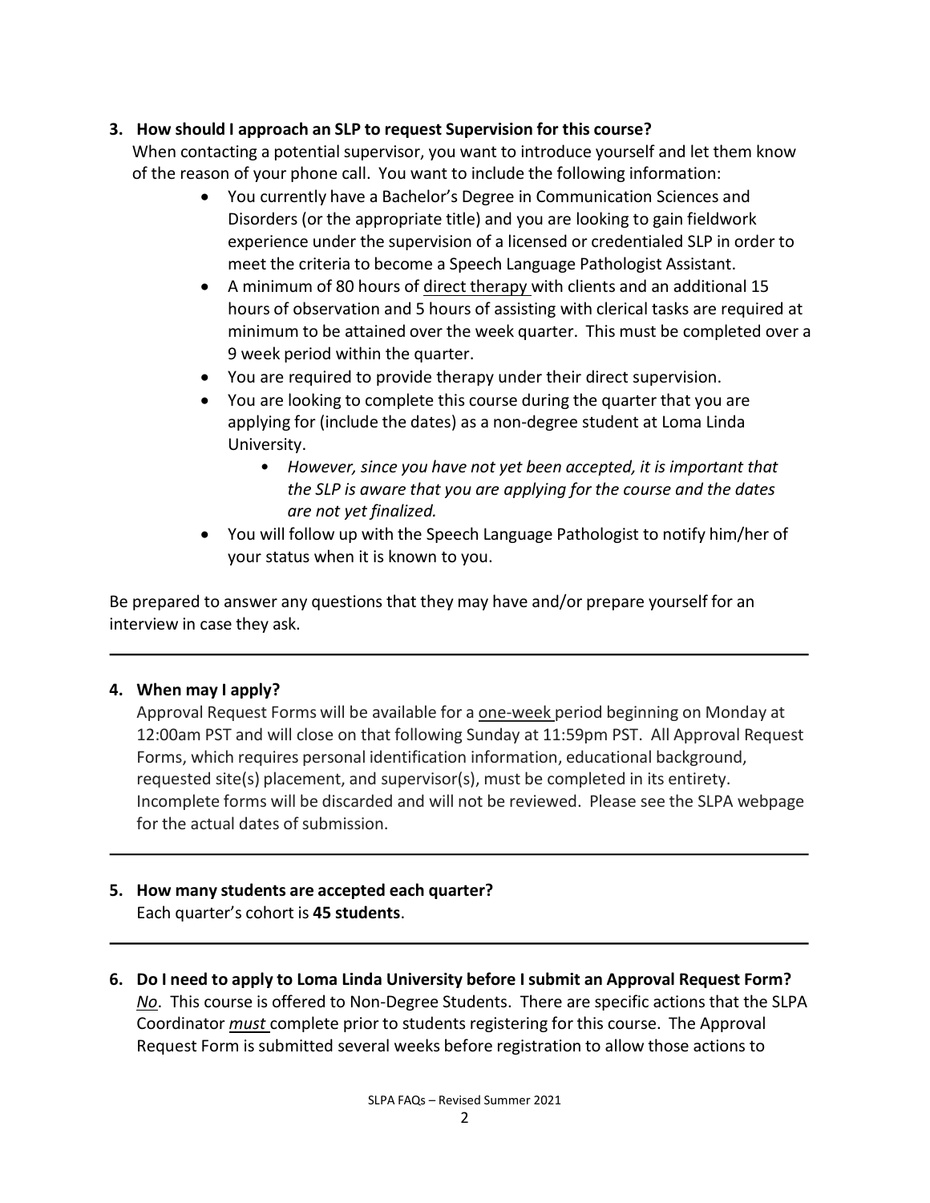**3. How should I approach an SLP to request Supervision for this course?**

When contacting a potential supervisor, you want to introduce yourself and let them know of the reason of your phone call. You want to include the following information:

- You currently have a Bachelor's Degree in Communication Sciences and Disorders (or the appropriate title) and you are looking to gain fieldwork experience under the supervision of a licensed or credentialed SLP in order to meet the criteria to become a Speech Language Pathologist Assistant.
- A minimum of 80 hours of <u>direct therapy</u> with clients and an additional 15 hours of observation and 5 hours of assisting with clerical tasks are required at minimum to be attained over the week quarter. This must be completed over a 9 week period within the quarter.
- You are required to provide therapy under their direct supervision.
- You are looking to complete this course during the quarter that you are applying for (include the dates) as a non-degree student at Loma Linda University.
    - *However, since you have not yet been accepted, it is important that the SLP is aware that you are applying for the course and the dates are not yet finalized.*
- You will follow up with the Speech Language Pathologist to notify him/her of your status when it is known to you.

Be prepared to answer any questions that they may have and/or prepare yourself for an interview in case they ask.

---

**4. When may I apply?**

Approval Request Forms will be available for a <u>one-week</u> period beginning on Monday at 12:00am PST and will close on that following Sunday at 11:59pm PST. All Approval Request Forms, which requires personal identification information, educational background, requested site(s) placement, and supervisor(s), must be completed in its entirety. Incomplete forms will be discarded and will not be reviewed. Please see the SLPA webpage for the actual dates of submission.

---

**5. How many students are accepted each quarter?**

Each quarter's cohort is **45 students**.

---

**6. Do I need to apply to Loma Linda University before I submit an Approval Request Form?**

***No***. This course is offered to Non-Degree Students. There are specific actions that the SLPA Coordinator ***must*** complete prior to students registering for this course. The Approval Request Form is submitted several weeks before registration to allow those actions to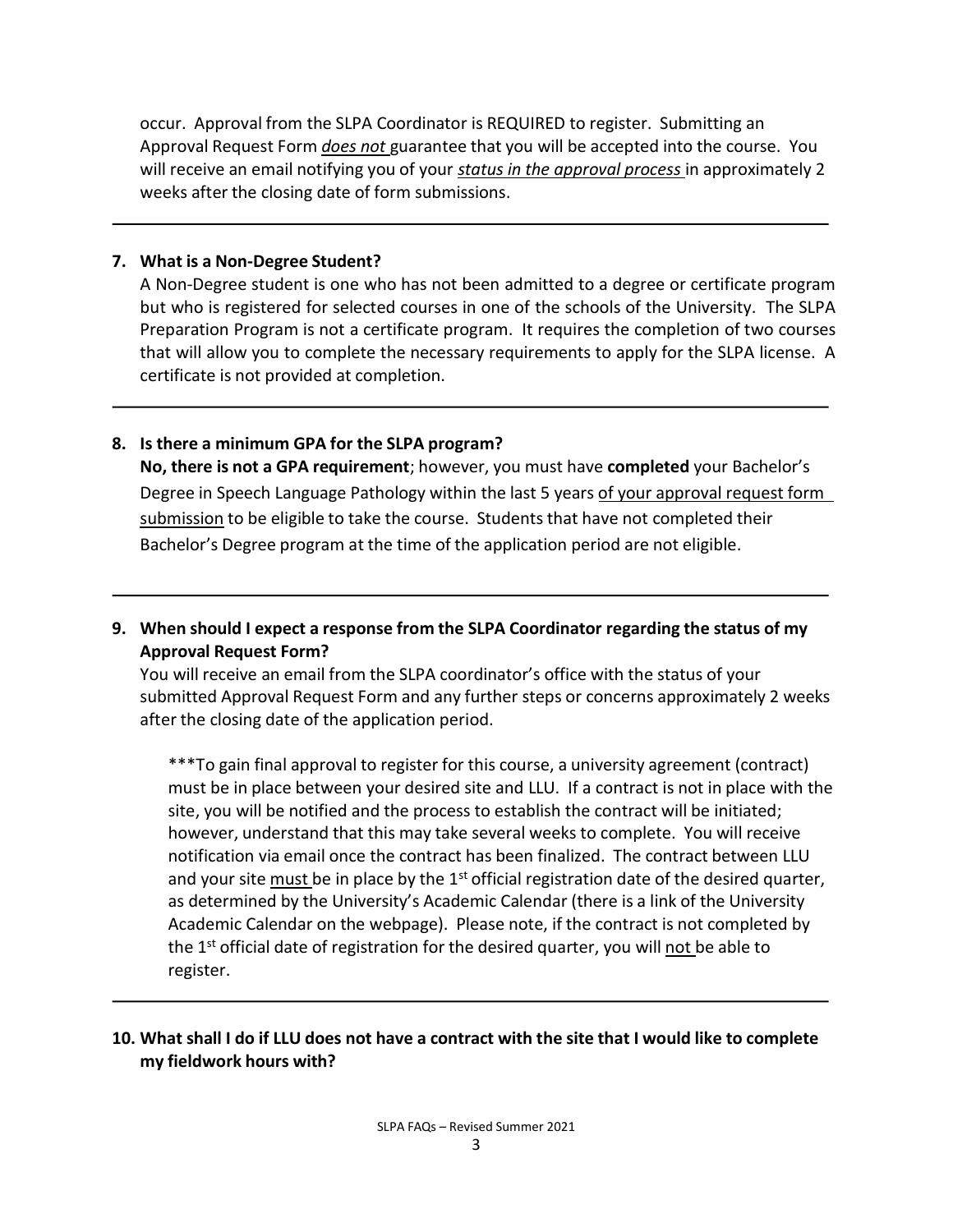occur. Approval from the SLPA Coordinator is REQUIRED to register. Submitting an Approval Request Form ***does not*** guarantee that you will be accepted into the course. You will receive an email notifying you of your ***status in the approval process*** in approximately 2 weeks after the closing date of form submissions.

---

**7. What is a Non-Degree Student?**

A Non-Degree student is one who has not been admitted to a degree or certificate program but who is registered for selected courses in one of the schools of the University. The SLPA Preparation Program is not a certificate program. It requires the completion of two courses that will allow you to complete the necessary requirements to apply for the SLPA license. A certificate is not provided at completion.

---

**8. Is there a minimum GPA for the SLPA program?**

**No, there is not a GPA requirement**; however, you must have **completed** your Bachelor's Degree in Speech Language Pathology within the last 5 years of your approval request form submission to be eligible to take the course. Students that have not completed their Bachelor's Degree program at the time of the application period are not eligible.

---

**9. When should I expect a response from the SLPA Coordinator regarding the status of my Approval Request Form?**

You will receive an email from the SLPA coordinator's office with the status of your submitted Approval Request Form and any further steps or concerns approximately 2 weeks after the closing date of the application period.

> ***To gain final approval to register for this course, a university agreement (contract) must be in place between your desired site and LLU. If a contract is not in place with the site, you will be notified and the process to establish the contract will be initiated; however, understand that this may take several weeks to complete. You will receive notification via email once the contract has been finalized. The contract between LLU and your site must be in place by the 1st official registration date of the desired quarter, as determined by the University's Academic Calendar (there is a link of the University Academic Calendar on the webpage). Please note, if the contract is not completed by the 1st official date of registration for the desired quarter, you will not be able to register.

---

**10. What shall I do if LLU does not have a contract with the site that I would like to complete my fieldwork hours with?**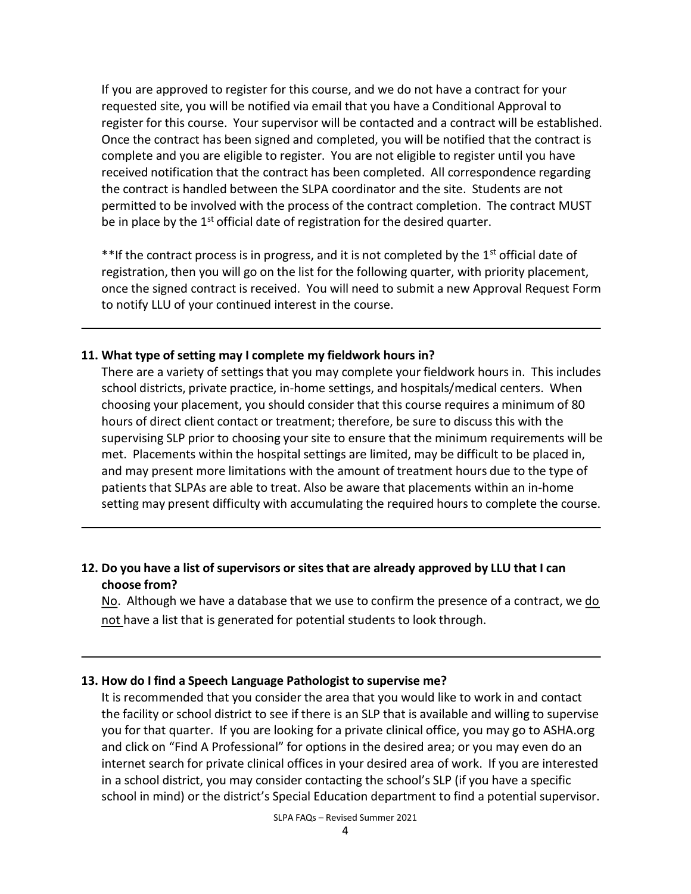If you are approved to register for this course, and we do not have a contract for your requested site, you will be notified via email that you have a Conditional Approval to register for this course. Your supervisor will be contacted and a contract will be established. Once the contract has been signed and completed, you will be notified that the contract is complete and you are eligible to register. You are not eligible to register until you have received notification that the contract has been completed. All correspondence regarding the contract is handled between the SLPA coordinator and the site. Students are not permitted to be involved with the process of the contract completion. The contract MUST be in place by the 1st official date of registration for the desired quarter.

**If the contract process is in progress, and it is not completed by the 1st official date of registration, then you will go on the list for the following quarter, with priority placement, once the signed contract is received. You will need to submit a new Approval Request Form to notify LLU of your continued interest in the course.

---

**11. What type of setting may I complete my fieldwork hours in?**

There are a variety of settings that you may complete your fieldwork hours in. This includes school districts, private practice, in-home settings, and hospitals/medical centers. When choosing your placement, you should consider that this course requires a minimum of 80 hours of direct client contact or treatment; therefore, be sure to discuss this with the supervising SLP prior to choosing your site to ensure that the minimum requirements will be met. Placements within the hospital settings are limited, may be difficult to be placed in, and may present more limitations with the amount of treatment hours due to the type of patients that SLPAs are able to treat. Also be aware that placements within an in-home setting may present difficulty with accumulating the required hours to complete the course.

---

**12. Do you have a list of supervisors or sites that are already approved by LLU that I can choose from?**

No. Although we have a database that we use to confirm the presence of a contract, we do not have a list that is generated for potential students to look through.

---

**13. How do I find a Speech Language Pathologist to supervise me?**

It is recommended that you consider the area that you would like to work in and contact the facility or school district to see if there is an SLP that is available and willing to supervise you for that quarter. If you are looking for a private clinical office, you may go to ASHA.org and click on "Find A Professional" for options in the desired area; or you may even do an internet search for private clinical offices in your desired area of work. If you are interested in a school district, you may consider contacting the school's SLP (if you have a specific school in mind) or the district's Special Education department to find a potential supervisor.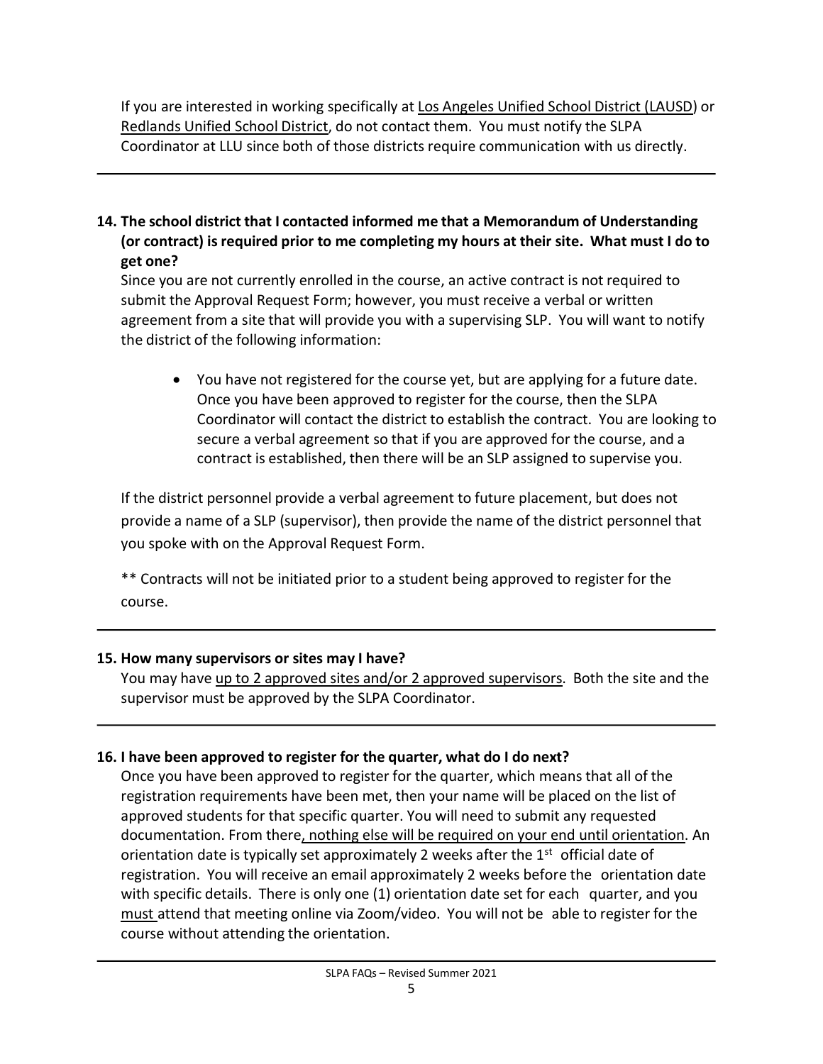If you are interested in working specifically at Los Angeles Unified School District (LAUSD) or Redlands Unified School District, do not contact them. You must notify the SLPA Coordinator at LLU since both of those districts require communication with us directly.

---

**14. The school district that I contacted informed me that a Memorandum of Understanding (or contract) is required prior to me completing my hours at their site. What must I do to get one?**

Since you are not currently enrolled in the course, an active contract is not required to submit the Approval Request Form; however, you must receive a verbal or written agreement from a site that will provide you with a supervising SLP. You will want to notify the district of the following information:

- You have not registered for the course yet, but are applying for a future date. Once you have been approved to register for the course, then the SLPA Coordinator will contact the district to establish the contract. You are looking to secure a verbal agreement so that if you are approved for the course, and a contract is established, then there will be an SLP assigned to supervise you.

If the district personnel provide a verbal agreement to future placement, but does not provide a name of a SLP (supervisor), then provide the name of the district personnel that you spoke with on the Approval Request Form.

** Contracts will not be initiated prior to a student being approved to register for the course.

---

**15. How many supervisors or sites may I have?**

You may have up to 2 approved sites and/or 2 approved supervisors. Both the site and the supervisor must be approved by the SLPA Coordinator.

---

**16. I have been approved to register for the quarter, what do I do next?**

Once you have been approved to register for the quarter, which means that all of the registration requirements have been met, then your name will be placed on the list of approved students for that specific quarter. You will need to submit any requested documentation. From there, nothing else will be required on your end until orientation. An orientation date is typically set approximately 2 weeks after the 1st official date of registration. You will receive an email approximately 2 weeks before the orientation date with specific details. There is only one (1) orientation date set for each quarter, and you must attend that meeting online via Zoom/video. You will not be able to register for the course without attending the orientation.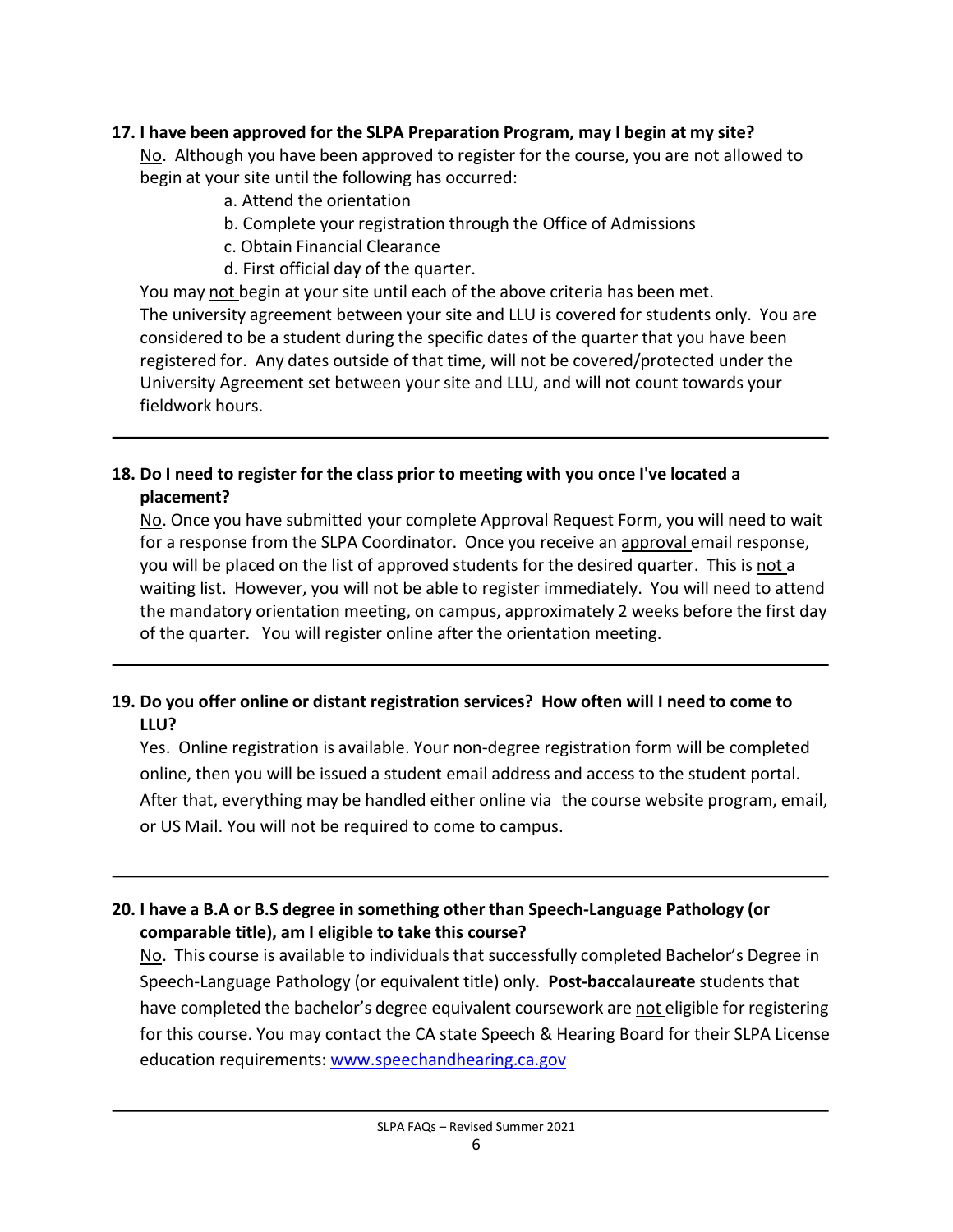**17. I have been approved for the SLPA Preparation Program, may I begin at my site?**

No. Although you have been approved to register for the course, you are not allowed to begin at your site until the following has occurred:

a. Attend the orientation
b. Complete your registration through the Office of Admissions
c. Obtain Financial Clearance
d. First official day of the quarter.

You may not begin at your site until each of the above criteria has been met.
The university agreement between your site and LLU is covered for students only. You are considered to be a student during the specific dates of the quarter that you have been registered for. Any dates outside of that time, will not be covered/protected under the University Agreement set between your site and LLU, and will not count towards your fieldwork hours.

---

**18. Do I need to register for the class prior to meeting with you once I've located a placement?**

No. Once you have submitted your complete Approval Request Form, you will need to wait for a response from the SLPA Coordinator. Once you receive an approval email response, you will be placed on the list of approved students for the desired quarter. This is not a waiting list. However, you will not be able to register immediately. You will need to attend the mandatory orientation meeting, on campus, approximately 2 weeks before the first day of the quarter. You will register online after the orientation meeting.

---

**19. Do you offer online or distant registration services? How often will I need to come to LLU?**

Yes. Online registration is available. Your non-degree registration form will be completed online, then you will be issued a student email address and access to the student portal. After that, everything may be handled either online via the course website program, email, or US Mail. You will not be required to come to campus.

---

**20. I have a B.A or B.S degree in something other than Speech-Language Pathology (or comparable title), am I eligible to take this course?**

No. This course is available to individuals that successfully completed Bachelor's Degree in Speech-Language Pathology (or equivalent title) only. **Post-baccalaureate** students that have completed the bachelor's degree equivalent coursework are not eligible for registering for this course. You may contact the CA state Speech & Hearing Board for their SLPA License education requirements: www.speechandhearing.ca.gov

---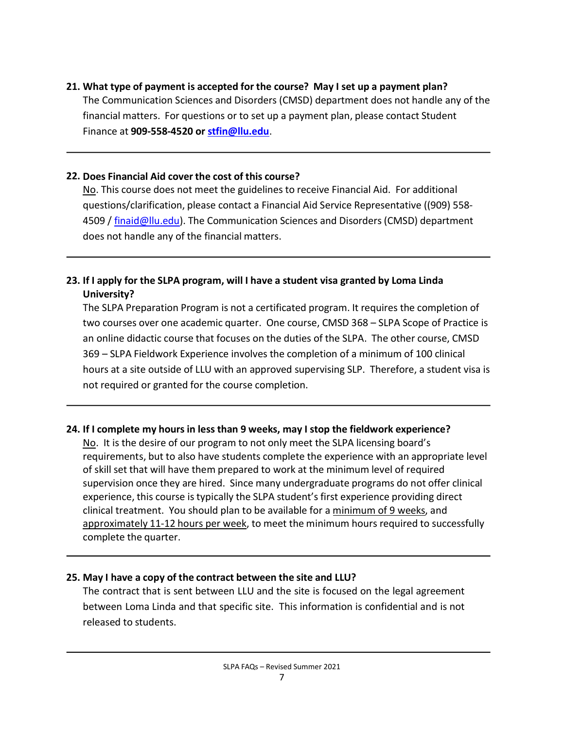**21. What type of payment is accepted for the course? May I set up a payment plan?**

The Communication Sciences and Disorders (CMSD) department does not handle any of the financial matters. For questions or to set up a payment plan, please contact Student Finance at **909-558-4520 or stfin@llu.edu**.

---

**22. Does Financial Aid cover the cost of this course?**

No. This course does not meet the guidelines to receive Financial Aid. For additional questions/clarification, please contact a Financial Aid Service Representative ((909) 558-4509 / finaid@llu.edu). The Communication Sciences and Disorders (CMSD) department does not handle any of the financial matters.

---

**23. If I apply for the SLPA program, will I have a student visa granted by Loma Linda University?**

The SLPA Preparation Program is not a certificated program. It requires the completion of two courses over one academic quarter. One course, CMSD 368 – SLPA Scope of Practice is an online didactic course that focuses on the duties of the SLPA. The other course, CMSD 369 – SLPA Fieldwork Experience involves the completion of a minimum of 100 clinical hours at a site outside of LLU with an approved supervising SLP. Therefore, a student visa is not required or granted for the course completion.

---

**24. If I complete my hours in less than 9 weeks, may I stop the fieldwork experience?**

No. It is the desire of our program to not only meet the SLPA licensing board's requirements, but to also have students complete the experience with an appropriate level of skill set that will have them prepared to work at the minimum level of required supervision once they are hired. Since many undergraduate programs do not offer clinical experience, this course is typically the SLPA student's first experience providing direct clinical treatment. You should plan to be available for a minimum of 9 weeks, and approximately 11-12 hours per week, to meet the minimum hours required to successfully complete the quarter.

---

**25. May I have a copy of the contract between the site and LLU?**

The contract that is sent between LLU and the site is focused on the legal agreement between Loma Linda and that specific site. This information is confidential and is not released to students.

---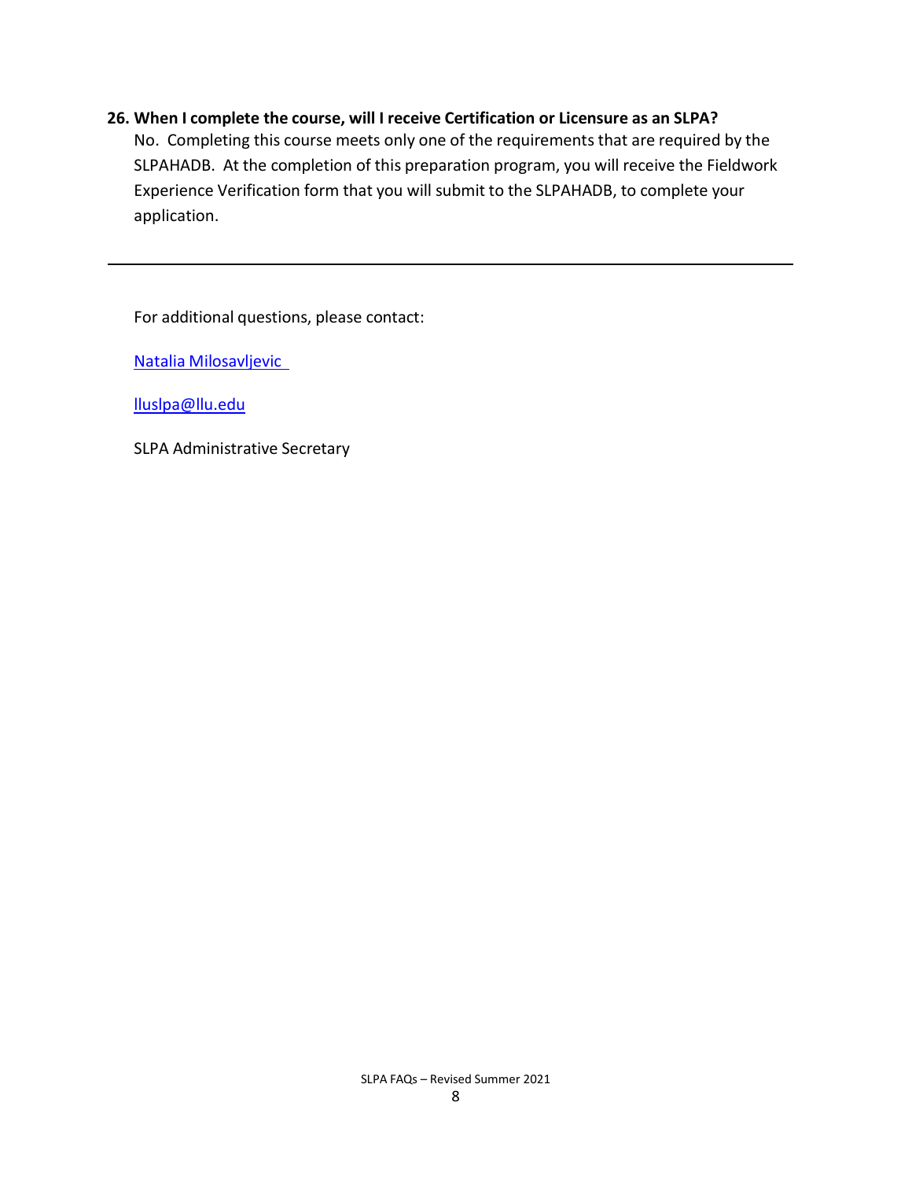**26. When I complete the course, will I receive Certification or Licensure as an SLPA?**

No. Completing this course meets only one of the requirements that are required by the SLPAHADB. At the completion of this preparation program, you will receive the Fieldwork Experience Verification form that you will submit to the SLPAHADB, to complete your application.

---

For additional questions, please contact:

Natalia Milosavljevic

lluslpa@llu.edu

SLPA Administrative Secretary